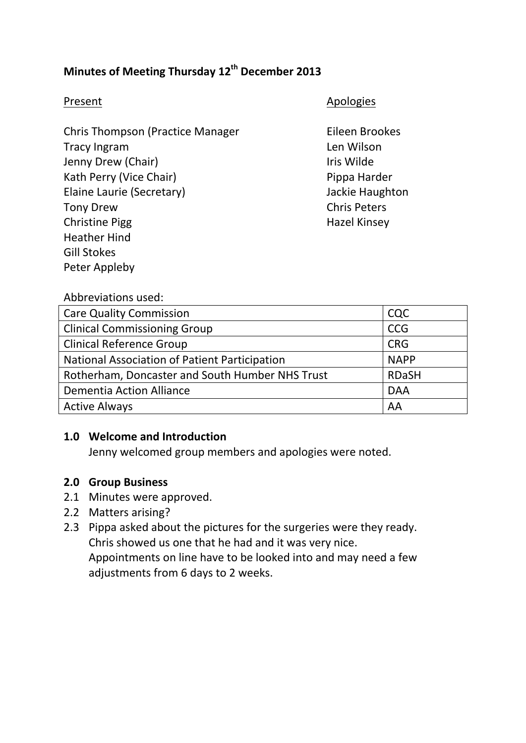# Minutes of Meeting Thursday 12th December 2013

Present

Chris Thompson (Practice Manager
Tracy Ingram
Jenny Drew (Chair)
Kath Perry (Vice Chair)
Elaine Laurie (Secretary)
Tony Drew
Christine Pigg
Heather Hind
Gill Stokes
Peter Appleby

Apologies

Eileen Brookes
Len Wilson
Iris Wilde
Pippa Harder
Jackie Haughton
Chris Peters
Hazel Kinsey

Abbreviations used:

| | |
|---|---|
| Care Quality Commission | CQC |
| Clinical Commissioning Group | CCG |
| Clinical Reference Group | CRG |
| National Association of Patient Participation | NAPP |
| Rotherham, Doncaster and South Humber NHS Trust | RDaSH |
| Dementia Action Alliance | DAA |
| Active Always | AA |

## 1.0 Welcome and Introduction

Jenny welcomed group members and apologies were noted.

## 2.0 Group Business

2.1 Minutes were approved.

2.2 Matters arising?

2.3 Pippa asked about the pictures for the surgeries were they ready. Chris showed us one that he had and it was very nice. Appointments on line have to be looked into and may need a few adjustments from 6 days to 2 weeks.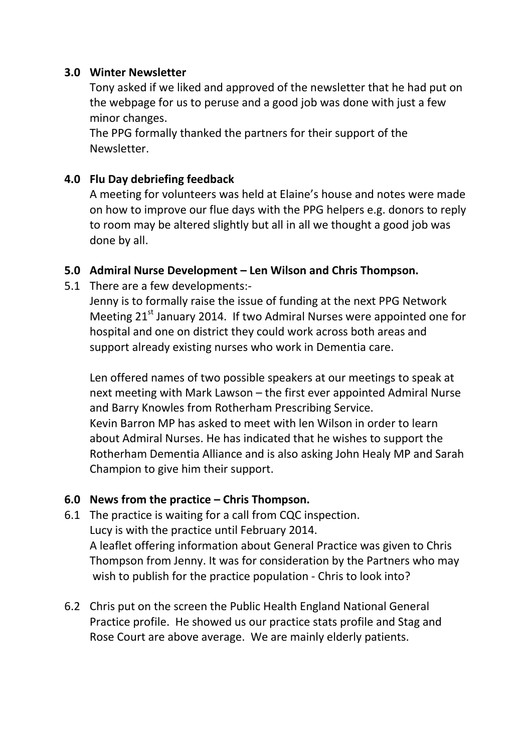**3.0 Winter Newsletter**

Tony asked if we liked and approved of the newsletter that he had put on the webpage for us to peruse and a good job was done with just a few minor changes.

The PPG formally thanked the partners for their support of the Newsletter.

**4.0 Flu Day debriefing feedback**

A meeting for volunteers was held at Elaine's house and notes were made on how to improve our flue days with the PPG helpers e.g. donors to reply to room may be altered slightly but all in all we thought a good job was done by all.

**5.0 Admiral Nurse Development – Len Wilson and Chris Thompson.**

5.1 There are a few developments:-

Jenny is to formally raise the issue of funding at the next PPG Network Meeting 21st January 2014. If two Admiral Nurses were appointed one for hospital and one on district they could work across both areas and support already existing nurses who work in Dementia care.

Len offered names of two possible speakers at our meetings to speak at next meeting with Mark Lawson – the first ever appointed Admiral Nurse and Barry Knowles from Rotherham Prescribing Service.

Kevin Barron MP has asked to meet with len Wilson in order to learn about Admiral Nurses. He has indicated that he wishes to support the Rotherham Dementia Alliance and is also asking John Healy MP and Sarah Champion to give him their support.

**6.0 News from the practice – Chris Thompson.**

6.1 The practice is waiting for a call from CQC inspection.

Lucy is with the practice until February 2014.

A leaflet offering information about General Practice was given to Chris Thompson from Jenny. It was for consideration by the Partners who may wish to publish for the practice population - Chris to look into?

6.2 Chris put on the screen the Public Health England National General Practice profile. He showed us our practice stats profile and Stag and Rose Court are above average. We are mainly elderly patients.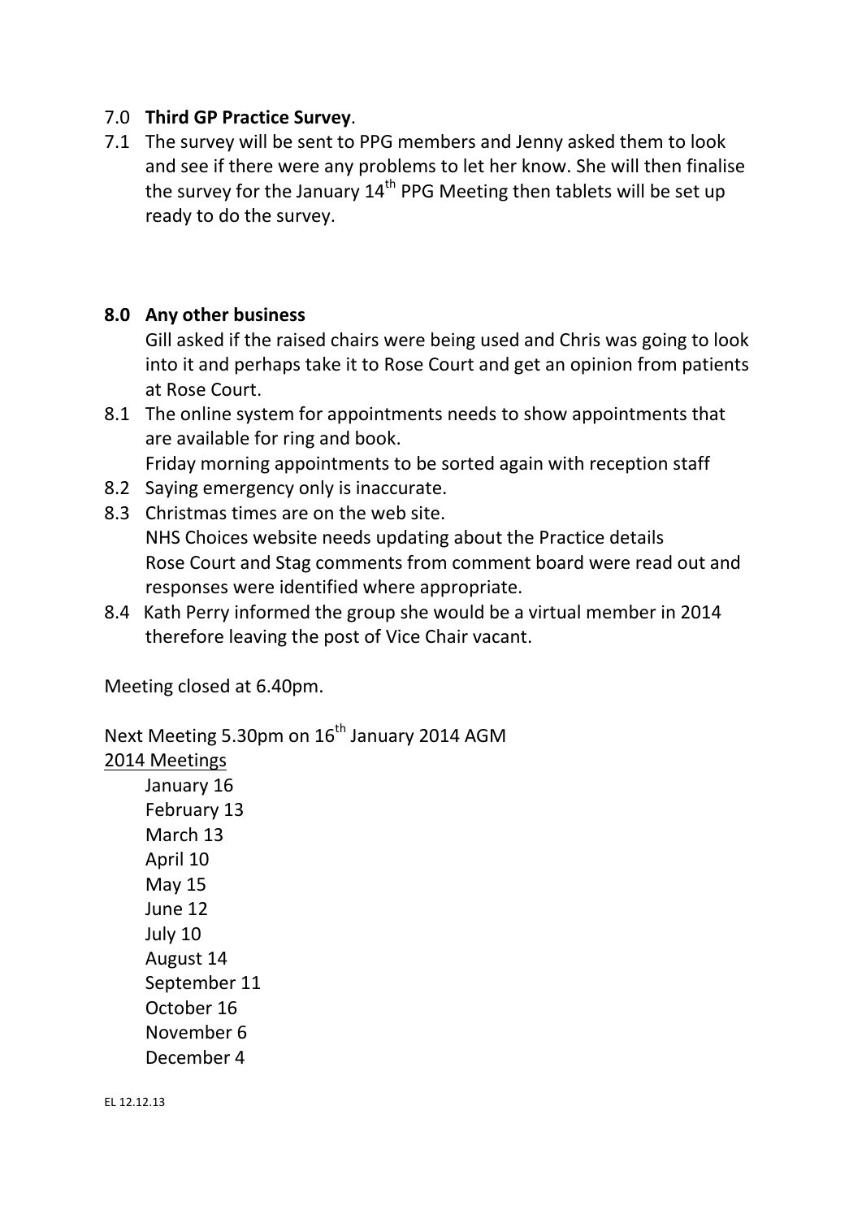7.0 **Third GP Practice Survey**.

7.1 The survey will be sent to PPG members and Jenny asked them to look and see if there were any problems to let her know. She will then finalise the survey for the January 14th PPG Meeting then tablets will be set up ready to do the survey.

**8.0 Any other business**

Gill asked if the raised chairs were being used and Chris was going to look into it and perhaps take it to Rose Court and get an opinion from patients at Rose Court.

8.1 The online system for appointments needs to show appointments that are available for ring and book.
Friday morning appointments to be sorted again with reception staff

8.2 Saying emergency only is inaccurate.

8.3 Christmas times are on the web site.
NHS Choices website needs updating about the Practice details
Rose Court and Stag comments from comment board were read out and responses were identified where appropriate.

8.4 Kath Perry informed the group she would be a virtual member in 2014 therefore leaving the post of Vice Chair vacant.

Meeting closed at 6.40pm.

Next Meeting 5.30pm on 16th January 2014 AGM

<u>2014 Meetings</u>

January 16
February 13
March 13
April 10
May 15
June 12
July 10
August 14
September 11
October 16
November 6
December 4

EL 12.12.13